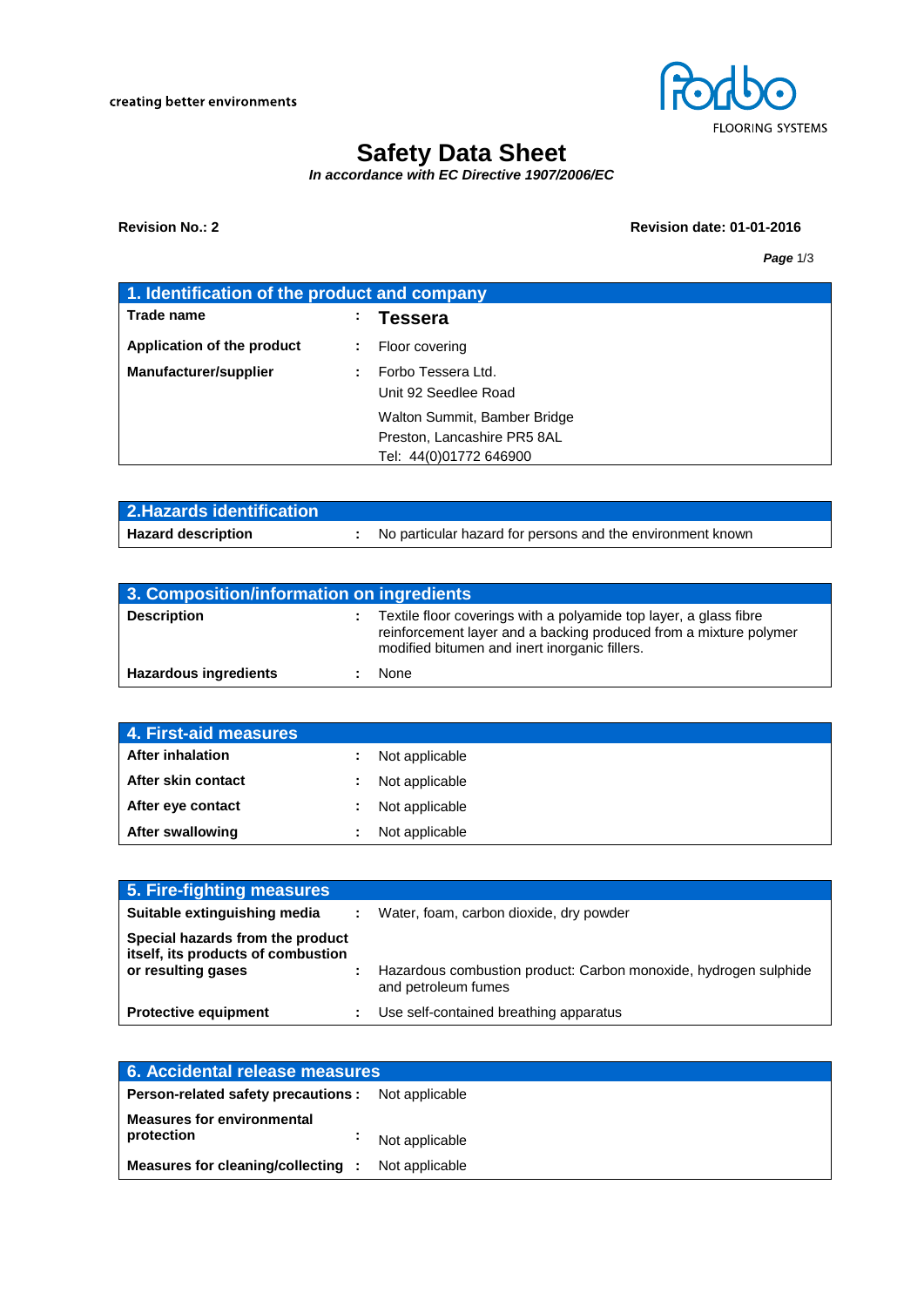creating better environments

FLOORING SYSTEMS

# Safety Data Sheet

***In accordance with EC Directive 1907/2006/EC***

**Revision No.: 2** **Revision date: 01-01-2016**

## 1. Identification of the product and company

| | | |
|---|---|---|
| **Trade name** | : | **Tessera** |
| **Application of the product** | : | Floor covering |
| **Manufacturer/supplier** | : | Forbo Tessera Ltd.<br>Unit 92 Seedlee Road<br>Walton Summit, Bamber Bridge<br>Preston, Lancashire PR5 8AL<br>Tel: 44(0)01772 646900 |

## 2.Hazards identification

| | | |
|---|---|---|
| **Hazard description** | : | No particular hazard for persons and the environment known |

## 3. Composition/information on ingredients

| | | |
|---|---|---|
| **Description** | : | Textile floor coverings with a polyamide top layer, a glass fibre reinforcement layer and a backing produced from a mixture polymer modified bitumen and inert inorganic fillers. |
| **Hazardous ingredients** | : | None |

## 4. First-aid measures

| | | |
|---|---|---|
| **After inhalation** | : | Not applicable |
| **After skin contact** | : | Not applicable |
| **After eye contact** | : | Not applicable |
| **After swallowing** | : | Not applicable |

## 5. Fire-fighting measures

| | | |
|---|---|---|
| **Suitable extinguishing media** | : | Water, foam, carbon dioxide, dry powder |
| **Special hazards from the product itself, its products of combustion or resulting gases** | : | Hazardous combustion product: Carbon monoxide, hydrogen sulphide and petroleum fumes |
| **Protective equipment** | : | Use self-contained breathing apparatus |

## 6. Accidental release measures

| | | |
|---|---|---|
| **Person-related safety precautions** | : | Not applicable |
| **Measures for environmental protection** | : | Not applicable |
| **Measures for cleaning/collecting** | : | Not applicable |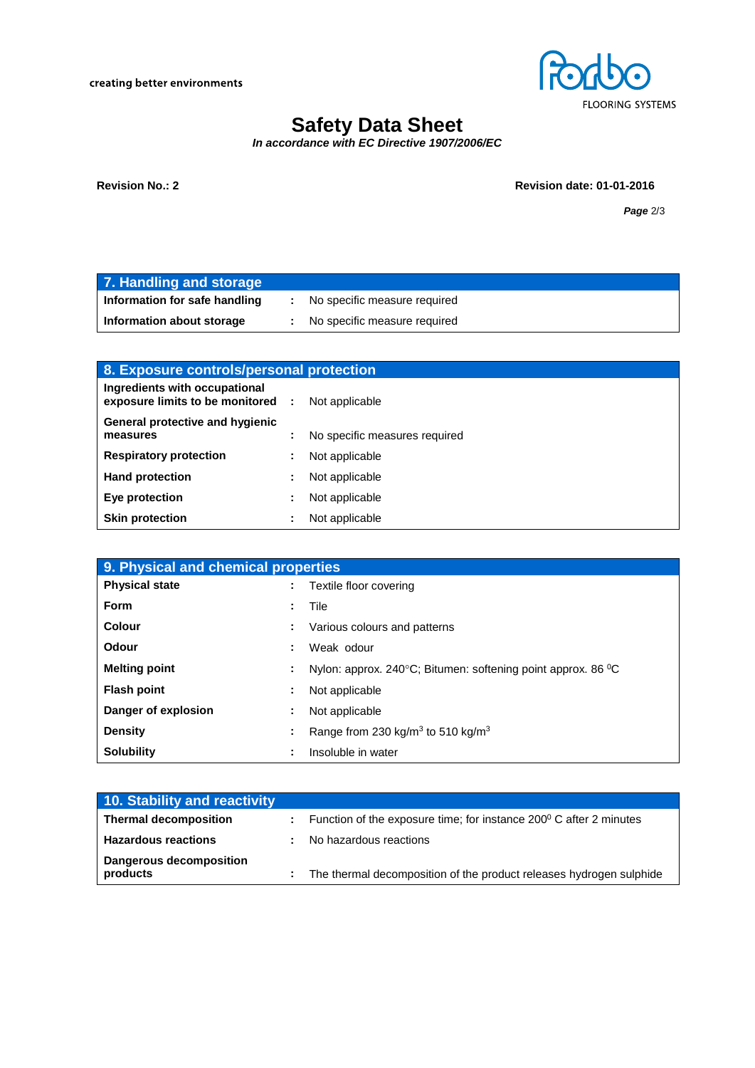## 7. Handling and storage

| | | |
|---|---|---|
| **Information for safe handling** | : | No specific measure required |
| **Information about storage** | : | No specific measure required |

## 8. Exposure controls/personal protection

| | | |
|---|---|---|
| **Ingredients with occupational exposure limits to be monitored** | : | Not applicable |
| **General protective and hygienic measures** | : | No specific measures required |
| **Respiratory protection** | : | Not applicable |
| **Hand protection** | : | Not applicable |
| **Eye protection** | : | Not applicable |
| **Skin protection** | : | Not applicable |

## 9. Physical and chemical properties

| | | |
|---|---|---|
| **Physical state** | : | Textile floor covering |
| **Form** | : | Tile |
| **Colour** | : | Various colours and patterns |
| **Odour** | : | Weak odour |
| **Melting point** | : | Nylon: approx. 240°C; Bitumen: softening point approx. 86 $^0$C |
| **Flash point** | : | Not applicable |
| **Danger of explosion** | : | Not applicable |
| **Density** | : | Range from 230 kg/m$^3$ to 510 kg/m$^3$ |
| **Solubility** | : | Insoluble in water |

## 10. Stability and reactivity

| | | |
|---|---|---|
| **Thermal decomposition** | : | Function of the exposure time; for instance 200$^0$ C after 2 minutes |
| **Hazardous reactions** | : | No hazardous reactions |
| **Dangerous decomposition products** | : | The thermal decomposition of the product releases hydrogen sulphide |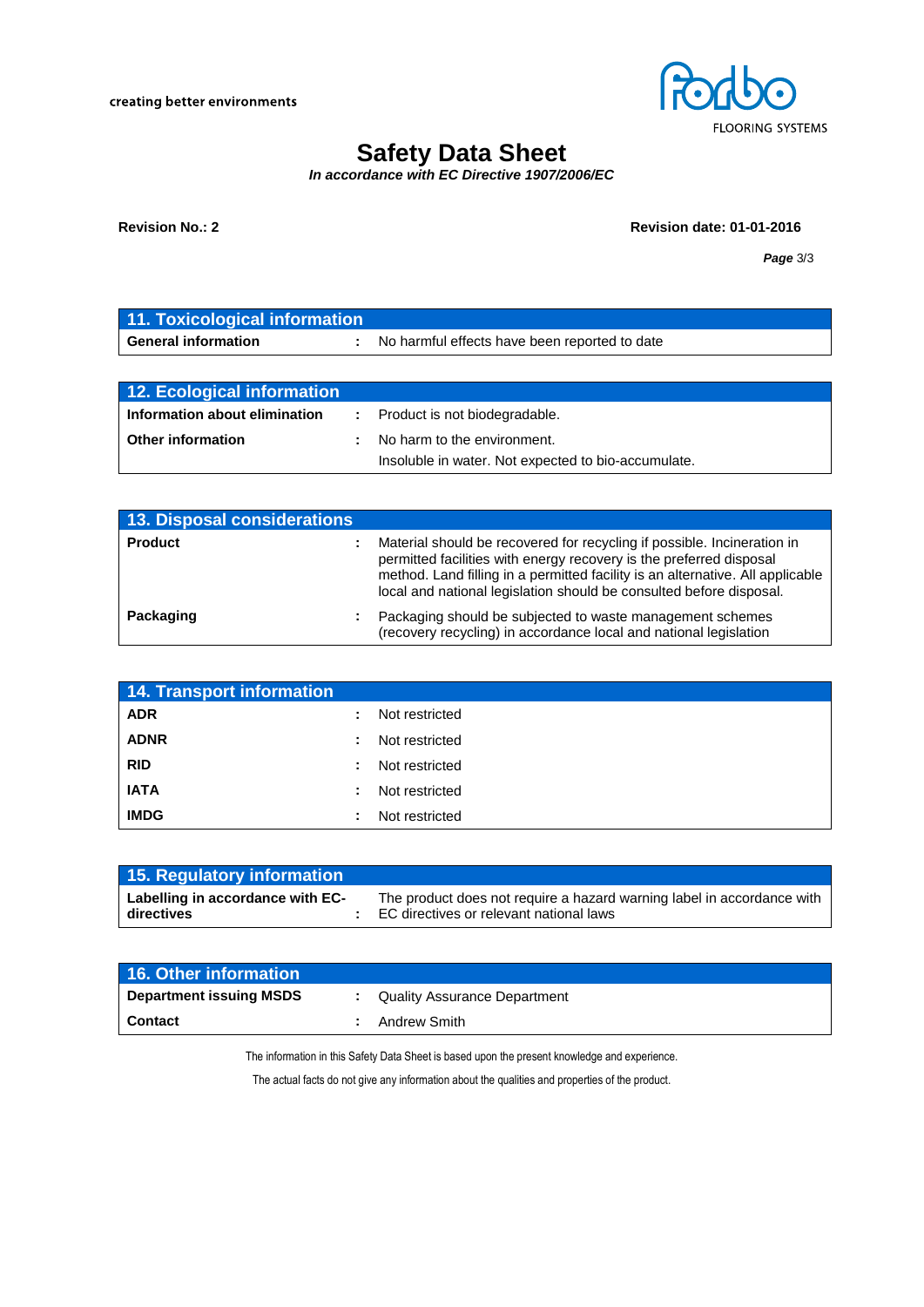creating better environments

FLOORING SYSTEMS

# Safety Data Sheet

***In accordance with EC Directive 1907/2006/EC***

**Revision No.: 2** **Revision date: 01-01-2016**

## 11. Toxicological information

| | | |
|---|---|---|
| **General information** | : | No harmful effects have been reported to date |

## 12. Ecological information

| | | |
|---|---|---|
| **Information about elimination** | : | Product is not biodegradable. |
| **Other information** | : | No harm to the environment. Insoluble in water. Not expected to bio-accumulate. |

## 13. Disposal considerations

| | | |
|---|---|---|
| **Product** | : | Material should be recovered for recycling if possible. Incineration in permitted facilities with energy recovery is the preferred disposal method. Land filling in a permitted facility is an alternative. All applicable local and national legislation should be consulted before disposal. |
| **Packaging** | : | Packaging should be subjected to waste management schemes (recovery recycling) in accordance local and national legislation |

## 14. Transport information

| | | |
|---|---|---|
| **ADR** | : | Not restricted |
| **ADNR** | : | Not restricted |
| **RID** | : | Not restricted |
| **IATA** | : | Not restricted |
| **IMDG** | : | Not restricted |

## 15. Regulatory information

| | | |
|---|---|---|
| **Labelling in accordance with EC-directives** | : | The product does not require a hazard warning label in accordance with EC directives or relevant national laws |

## 16. Other information

| | | |
|---|---|---|
| **Department issuing MSDS** | : | Quality Assurance Department |
| **Contact** | : | Andrew Smith |

The information in this Safety Data Sheet is based upon the present knowledge and experience.

The actual facts do not give any information about the qualities and properties of the product.